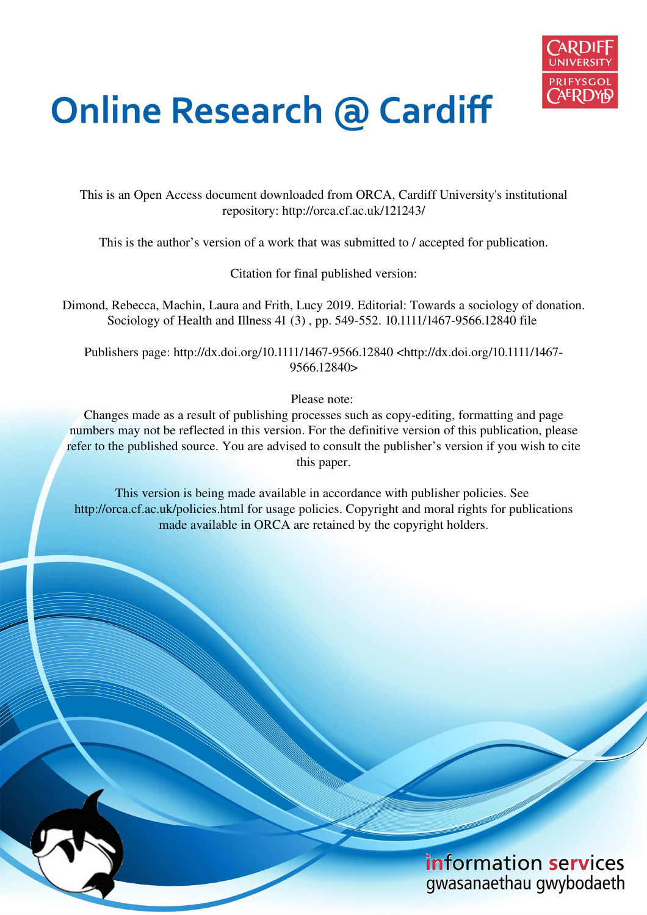# Online Research @ Cardiff

This is an Open Access document downloaded from ORCA, Cardiff University's institutional repository: http://orca.cf.ac.uk/121243/

This is the author's version of a work that was submitted to / accepted for publication.

Citation for final published version:

Dimond, Rebecca, Machin, Laura and Frith, Lucy 2019. Editorial: Towards a sociology of donation. Sociology of Health and Illness 41 (3) , pp. 549-552. 10.1111/1467-9566.12840 file

Publishers page: http://dx.doi.org/10.1111/1467-9566.12840 <http://dx.doi.org/10.1111/1467-9566.12840>

Please note:
Changes made as a result of publishing processes such as copy-editing, formatting and page numbers may not be reflected in this version. For the definitive version of this publication, please refer to the published source. You are advised to consult the publisher's version if you wish to cite this paper.

This version is being made available in accordance with publisher policies. See http://orca.cf.ac.uk/policies.html for usage policies. Copyright and moral rights for publications made available in ORCA are retained by the copyright holders.

information services
gwasanaethau gwybodaeth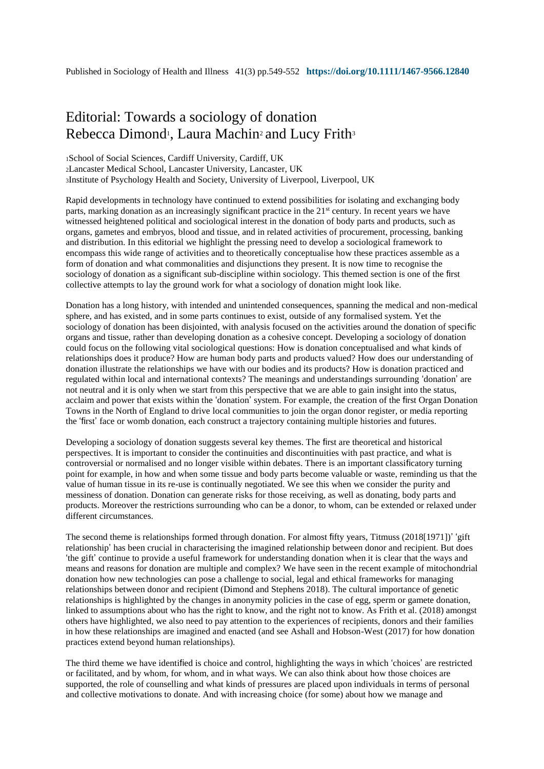Published in Sociology of Health and Illness 41(3) pp.549-552 **https://doi.org/10.1111/1467-9566.12840**

# Editorial: Towards a sociology of donation

Rebecca Dimond[1], Laura Machin[2] and Lucy Frith[3]

[1]School of Social Sciences, Cardiff University, Cardiff, UK
[2]Lancaster Medical School, Lancaster University, Lancaster, UK
[3]Institute of Psychology Health and Society, University of Liverpool, Liverpool, UK

Rapid developments in technology have continued to extend possibilities for isolating and exchanging body parts, marking donation as an increasingly significant practice in the 21st century. In recent years we have witnessed heightened political and sociological interest in the donation of body parts and products, such as organs, gametes and embryos, blood and tissue, and in related activities of procurement, processing, banking and distribution. In this editorial we highlight the pressing need to develop a sociological framework to encompass this wide range of activities and to theoretically conceptualise how these practices assemble as a form of donation and what commonalities and disjunctions they present. It is now time to recognise the sociology of donation as a significant sub-discipline within sociology. This themed section is one of the first collective attempts to lay the ground work for what a sociology of donation might look like.

Donation has a long history, with intended and unintended consequences, spanning the medical and non-medical sphere, and has existed, and in some parts continues to exist, outside of any formalised system. Yet the sociology of donation has been disjointed, with analysis focused on the activities around the donation of specific organs and tissue, rather than developing donation as a cohesive concept. Developing a sociology of donation could focus on the following vital sociological questions: How is donation conceptualised and what kinds of relationships does it produce? How are human body parts and products valued? How does our understanding of donation illustrate the relationships we have with our bodies and its products? How is donation practiced and regulated within local and international contexts? The meanings and understandings surrounding 'donation' are not neutral and it is only when we start from this perspective that we are able to gain insight into the status, acclaim and power that exists within the 'donation' system. For example, the creation of the first Organ Donation Towns in the North of England to drive local communities to join the organ donor register, or media reporting the 'first' face or womb donation, each construct a trajectory containing multiple histories and futures.

Developing a sociology of donation suggests several key themes. The first are theoretical and historical perspectives. It is important to consider the continuities and discontinuities with past practice, and what is controversial or normalised and no longer visible within debates. There is an important classificatory turning point for example, in how and when some tissue and body parts become valuable or waste, reminding us that the value of human tissue in its re-use is continually negotiated. We see this when we consider the purity and messiness of donation. Donation can generate risks for those receiving, as well as donating, body parts and products. Moreover the restrictions surrounding who can be a donor, to whom, can be extended or relaxed under different circumstances.

The second theme is relationships formed through donation. For almost fifty years, Titmuss (2018[1971])' 'gift relationship' has been crucial in characterising the imagined relationship between donor and recipient. But does 'the gift' continue to provide a useful framework for understanding donation when it is clear that the ways and means and reasons for donation are multiple and complex? We have seen in the recent example of mitochondrial donation how new technologies can pose a challenge to social, legal and ethical frameworks for managing relationships between donor and recipient (Dimond and Stephens 2018). The cultural importance of genetic relationships is highlighted by the changes in anonymity policies in the case of egg, sperm or gamete donation, linked to assumptions about who has the right to know, and the right not to know. As Frith et al. (2018) amongst others have highlighted, we also need to pay attention to the experiences of recipients, donors and their families in how these relationships are imagined and enacted (and see Ashall and Hobson-West (2017) for how donation practices extend beyond human relationships).

The third theme we have identified is choice and control, highlighting the ways in which 'choices' are restricted or facilitated, and by whom, for whom, and in what ways. We can also think about how those choices are supported, the role of counselling and what kinds of pressures are placed upon individuals in terms of personal and collective motivations to donate. And with increasing choice (for some) about how we manage and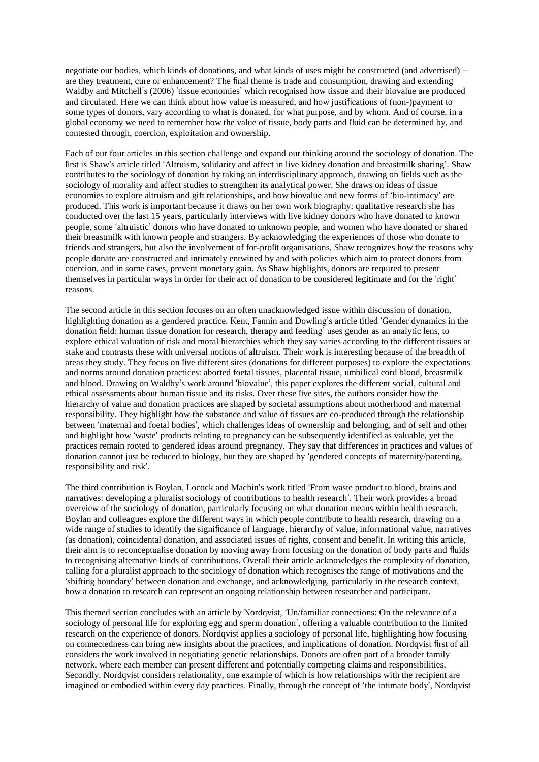negotiate our bodies, which kinds of donations, and what kinds of uses might be constructed (and advertised) – are they treatment, cure or enhancement? The final theme is trade and consumption, drawing and extending Waldby and Mitchell's (2006) 'tissue economies' which recognised how tissue and their biovalue are produced and circulated. Here we can think about how value is measured, and how justifications of (non-)payment to some types of donors, vary according to what is donated, for what purpose, and by whom. And of course, in a global economy we need to remember how the value of tissue, body parts and fluid can be determined by, and contested through, coercion, exploitation and ownership.

Each of our four articles in this section challenge and expand our thinking around the sociology of donation. The first is Shaw's article titled 'Altruism, solidarity and affect in live kidney donation and breastmilk sharing'. Shaw contributes to the sociology of donation by taking an interdisciplinary approach, drawing on fields such as the sociology of morality and affect studies to strengthen its analytical power. She draws on ideas of tissue economies to explore altruism and gift relationships, and how biovalue and new forms of 'bio-intimacy' are produced. This work is important because it draws on her own work biography; qualitative research she has conducted over the last 15 years, particularly interviews with live kidney donors who have donated to known people, some 'altruistic' donors who have donated to unknown people, and women who have donated or shared their breastmilk with known people and strangers. By acknowledging the experiences of those who donate to friends and strangers, but also the involvement of for-profit organisations, Shaw recognizes how the reasons why people donate are constructed and intimately entwined by and with policies which aim to protect donors from coercion, and in some cases, prevent monetary gain. As Shaw highlights, donors are required to present themselves in particular ways in order for their act of donation to be considered legitimate and for the 'right' reasons.

The second article in this section focuses on an often unacknowledged issue within discussion of donation, highlighting donation as a gendered practice. Kent, Fannin and Dowling's article titled 'Gender dynamics in the donation field: human tissue donation for research, therapy and feeding' uses gender as an analytic lens, to explore ethical valuation of risk and moral hierarchies which they say varies according to the different tissues at stake and contrasts these with universal notions of altruism. Their work is interesting because of the breadth of areas they study. They focus on five different sites (donations for different purposes) to explore the expectations and norms around donation practices: aborted foetal tissues, placental tissue, umbilical cord blood, breastmilk and blood. Drawing on Waldby's work around 'biovalue', this paper explores the different social, cultural and ethical assessments about human tissue and its risks. Over these five sites, the authors consider how the hierarchy of value and donation practices are shaped by societal assumptions about motherhood and maternal responsibility. They highlight how the substance and value of tissues are co-produced through the relationship between 'maternal and foetal bodies', which challenges ideas of ownership and belonging, and of self and other and highlight how 'waste' products relating to pregnancy can be subsequently identified as valuable, yet the practices remain rooted to gendered ideas around pregnancy. They say that differences in practices and values of donation cannot just be reduced to biology, but they are shaped by 'gendered concepts of maternity/parenting, responsibility and risk'.

The third contribution is Boylan, Locock and Machin's work titled 'From waste product to blood, brains and narratives: developing a pluralist sociology of contributions to health research'. Their work provides a broad overview of the sociology of donation, particularly focusing on what donation means within health research. Boylan and colleagues explore the different ways in which people contribute to health research, drawing on a wide range of studies to identify the significance of language, hierarchy of value, informational value, narratives (as donation), coincidental donation, and associated issues of rights, consent and benefit. In writing this article, their aim is to reconceptualise donation by moving away from focusing on the donation of body parts and fluids to recognising alternative kinds of contributions. Overall their article acknowledges the complexity of donation, calling for a pluralist approach to the sociology of donation which recognises the range of motivations and the 'shifting boundary' between donation and exchange, and acknowledging, particularly in the research context, how a donation to research can represent an ongoing relationship between researcher and participant.

This themed section concludes with an article by Nordqvist, 'Un/familiar connections: On the relevance of a sociology of personal life for exploring egg and sperm donation', offering a valuable contribution to the limited research on the experience of donors. Nordqvist applies a sociology of personal life, highlighting how focusing on connectedness can bring new insights about the practices, and implications of donation. Nordqvist first of all considers the work involved in negotiating genetic relationships. Donors are often part of a broader family network, where each member can present different and potentially competing claims and responsibilities. Secondly, Nordqvist considers relationality, one example of which is how relationships with the recipient are imagined or embodied within every day practices. Finally, through the concept of 'the intimate body', Nordqvist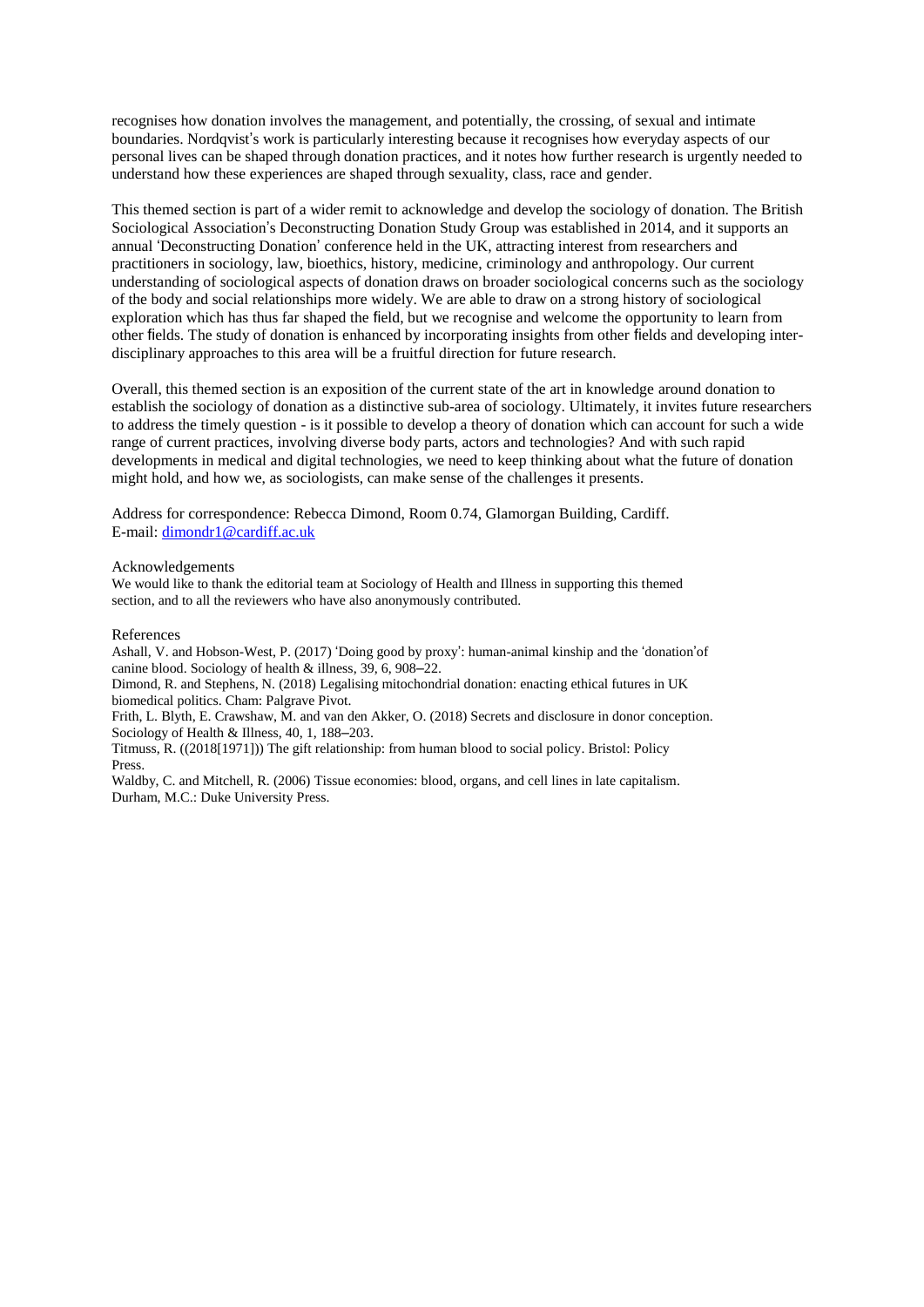recognises how donation involves the management, and potentially, the crossing, of sexual and intimate boundaries. Nordqvist's work is particularly interesting because it recognises how everyday aspects of our personal lives can be shaped through donation practices, and it notes how further research is urgently needed to understand how these experiences are shaped through sexuality, class, race and gender.

This themed section is part of a wider remit to acknowledge and develop the sociology of donation. The British Sociological Association's Deconstructing Donation Study Group was established in 2014, and it supports an annual 'Deconstructing Donation' conference held in the UK, attracting interest from researchers and practitioners in sociology, law, bioethics, history, medicine, criminology and anthropology. Our current understanding of sociological aspects of donation draws on broader sociological concerns such as the sociology of the body and social relationships more widely. We are able to draw on a strong history of sociological exploration which has thus far shaped the field, but we recognise and welcome the opportunity to learn from other fields. The study of donation is enhanced by incorporating insights from other fields and developing inter-disciplinary approaches to this area will be a fruitful direction for future research.

Overall, this themed section is an exposition of the current state of the art in knowledge around donation to establish the sociology of donation as a distinctive sub-area of sociology. Ultimately, it invites future researchers to address the timely question - is it possible to develop a theory of donation which can account for such a wide range of current practices, involving diverse body parts, actors and technologies? And with such rapid developments in medical and digital technologies, we need to keep thinking about what the future of donation might hold, and how we, as sociologists, can make sense of the challenges it presents.

Address for correspondence: Rebecca Dimond, Room 0.74, Glamorgan Building, Cardiff.
E-mail: dimondr1@cardiff.ac.uk

## Acknowledgements

We would like to thank the editorial team at Sociology of Health and Illness in supporting this themed section, and to all the reviewers who have also anonymously contributed.

## References

Ashall, V. and Hobson-West, P. (2017) 'Doing good by proxy': human-animal kinship and the 'donation'of canine blood. Sociology of health & illness, 39, 6, 908–22.

Dimond, R. and Stephens, N. (2018) Legalising mitochondrial donation: enacting ethical futures in UK biomedical politics. Cham: Palgrave Pivot.

Frith, L. Blyth, E. Crawshaw, M. and van den Akker, O. (2018) Secrets and disclosure in donor conception. Sociology of Health & Illness, 40, 1, 188–203.

Titmuss, R. ((2018[1971])) The gift relationship: from human blood to social policy. Bristol: Policy Press.

Waldby, C. and Mitchell, R. (2006) Tissue economies: blood, organs, and cell lines in late capitalism. Durham, M.C.: Duke University Press.